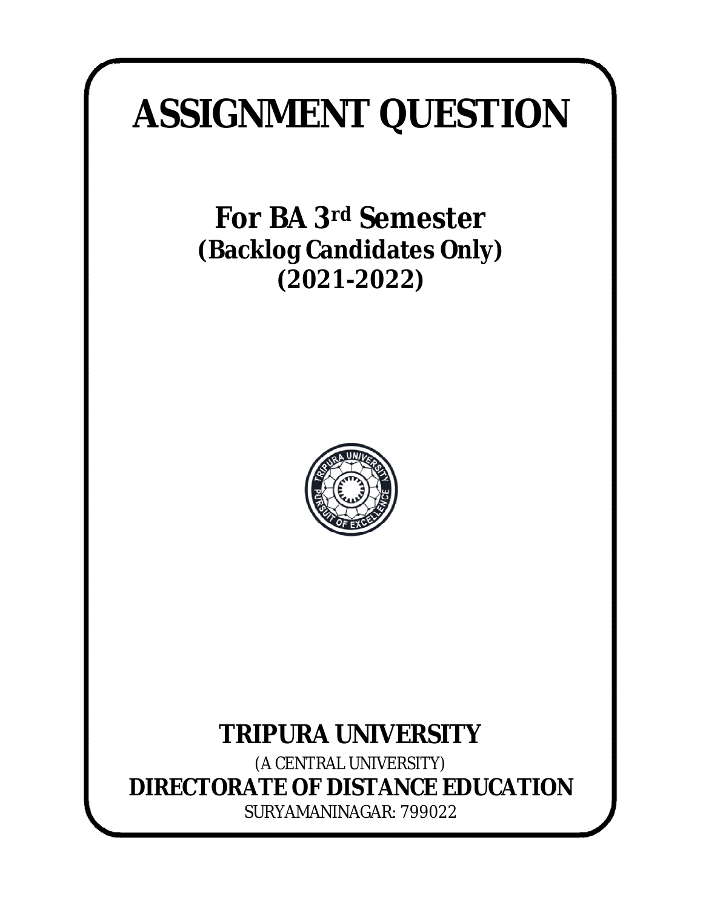# ASSIGNMENT QUESTION

## For BA 3rd Semester

**(Backlog Candidates Only)**

**(2021-2022)**

## TRIPURA UNIVERSITY

(A CENTRAL UNIVERSITY)

**DIRECTORATE OF DISTANCE EDUCATION**

SURYAMANINAGAR: 799022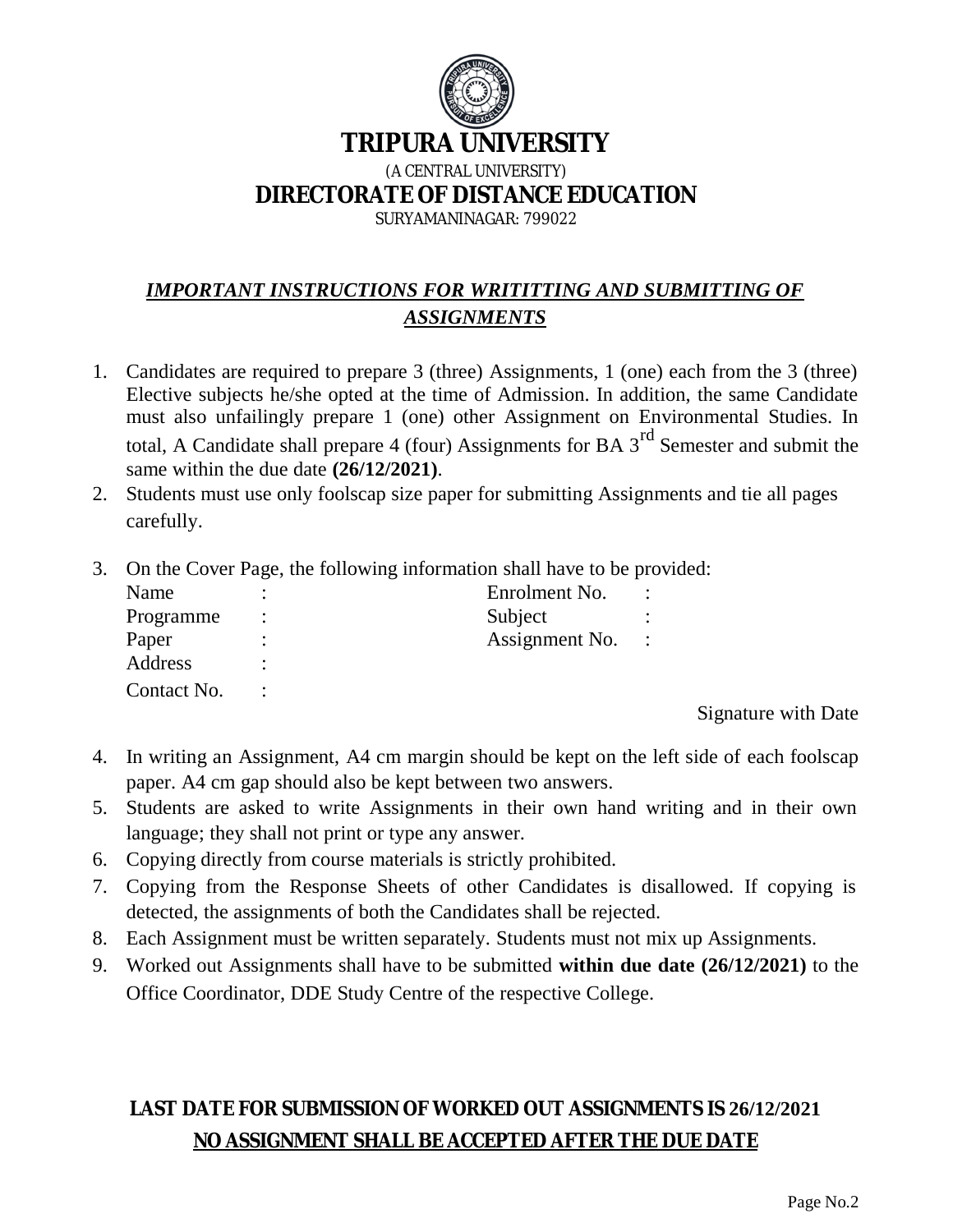# TRIPURA UNIVERSITY

(A CENTRAL UNIVERSITY)

## DIRECTORATE OF DISTANCE EDUCATION

SURYAMANINAGAR: 799022

***IMPORTANT INSTRUCTIONS FOR WRITITTING AND SUBMITTING OF ASSIGNMENTS***

1. Candidates are required to prepare 3 (three) Assignments, 1 (one) each from the 3 (three) Elective subjects he/she opted at the time of Admission. In addition, the same Candidate must also unfailingly prepare 1 (one) other Assignment on Environmental Studies. In total, A Candidate shall prepare 4 (four) Assignments for BA 3rd Semester and submit the same within the due date **(26/12/2021)**.
2. Students must use only foolscap size paper for submitting Assignments and tie all pages carefully.
3. On the Cover Page, the following information shall have to be provided:

| | | | |
|---|---|---|---|
| Name | : | Enrolment No. | : |
| Programme | : | Subject | : |
| Paper | : | Assignment No. | : |
| Address | : | | |
| Contact No. | : | | |

Signature with Date

4. In writing an Assignment, A4 cm margin should be kept on the left side of each foolscap paper. A4 cm gap should also be kept between two answers.
5. Students are asked to write Assignments in their own hand writing and in their own language; they shall not print or type any answer.
6. Copying directly from course materials is strictly prohibited.
7. Copying from the Response Sheets of other Candidates is disallowed. If copying is detected, the assignments of both the Candidates shall be rejected.
8. Each Assignment must be written separately. Students must not mix up Assignments.
9. Worked out Assignments shall have to be submitted **within due date (26/12/2021)** to the Office Coordinator, DDE Study Centre of the respective College.

**LAST DATE FOR SUBMISSION OF WORKED OUT ASSIGNMENTS IS 26/12/2021**

**NO ASSIGNMENT SHALL BE ACCEPTED AFTER THE DUE DATE**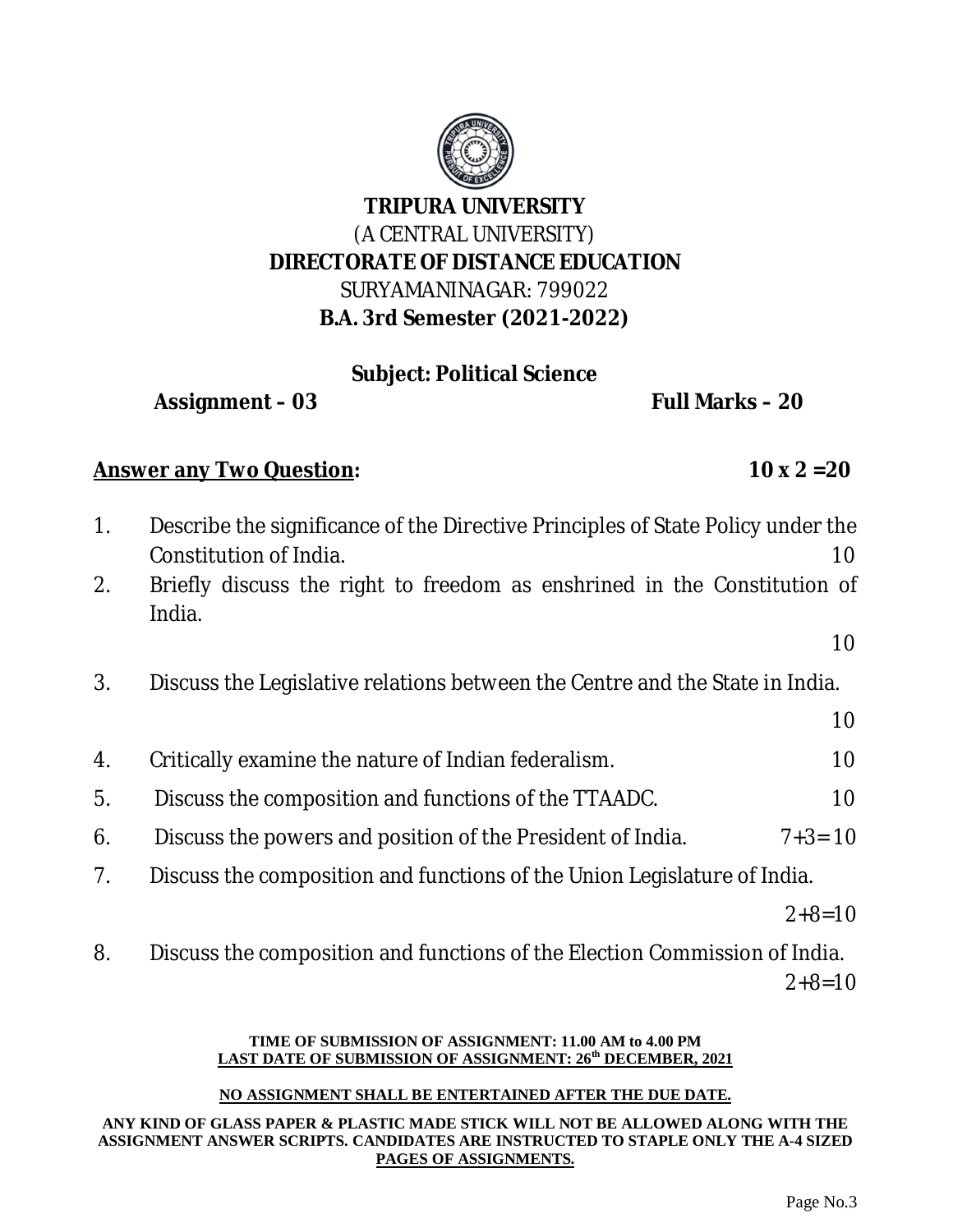**TRIPURA UNIVERSITY**
(A CENTRAL UNIVERSITY)
**DIRECTORATE OF DISTANCE EDUCATION**
SURYAMANINAGAR: 799022
**B.A. 3rd Semester (2021-2022)**

**Subject: Political Science**

**Assignment – 03** **Full Marks – 20**

**Answer any Two Question:** **10 x 2 =20**

1. Describe the significance of the Directive Principles of State Policy under the Constitution of India. 10
2. Briefly discuss the right to freedom as enshrined in the Constitution of India. 10
3. Discuss the Legislative relations between the Centre and the State in India. 10
4. Critically examine the nature of Indian federalism. 10
5. Discuss the composition and functions of the TTAADC. 10
6. Discuss the powers and position of the President of India. 7+3= 10
7. Discuss the composition and functions of the Union Legislature of India. 2+8=10
8. Discuss the composition and functions of the Election Commission of India. 2+8=10

**TIME OF SUBMISSION OF ASSIGNMENT: 11.00 AM to 4.00 PM**
**LAST DATE OF SUBMISSION OF ASSIGNMENT: 26th DECEMBER, 2021**

**NO ASSIGNMENT SHALL BE ENTERTAINED AFTER THE DUE DATE.**

**ANY KIND OF GLASS PAPER & PLASTIC MADE STICK WILL NOT BE ALLOWED ALONG WITH THE ASSIGNMENT ANSWER SCRIPTS. CANDIDATES ARE INSTRUCTED TO STAPLE ONLY THE A-4 SIZED PAGES OF ASSIGNMENTS.**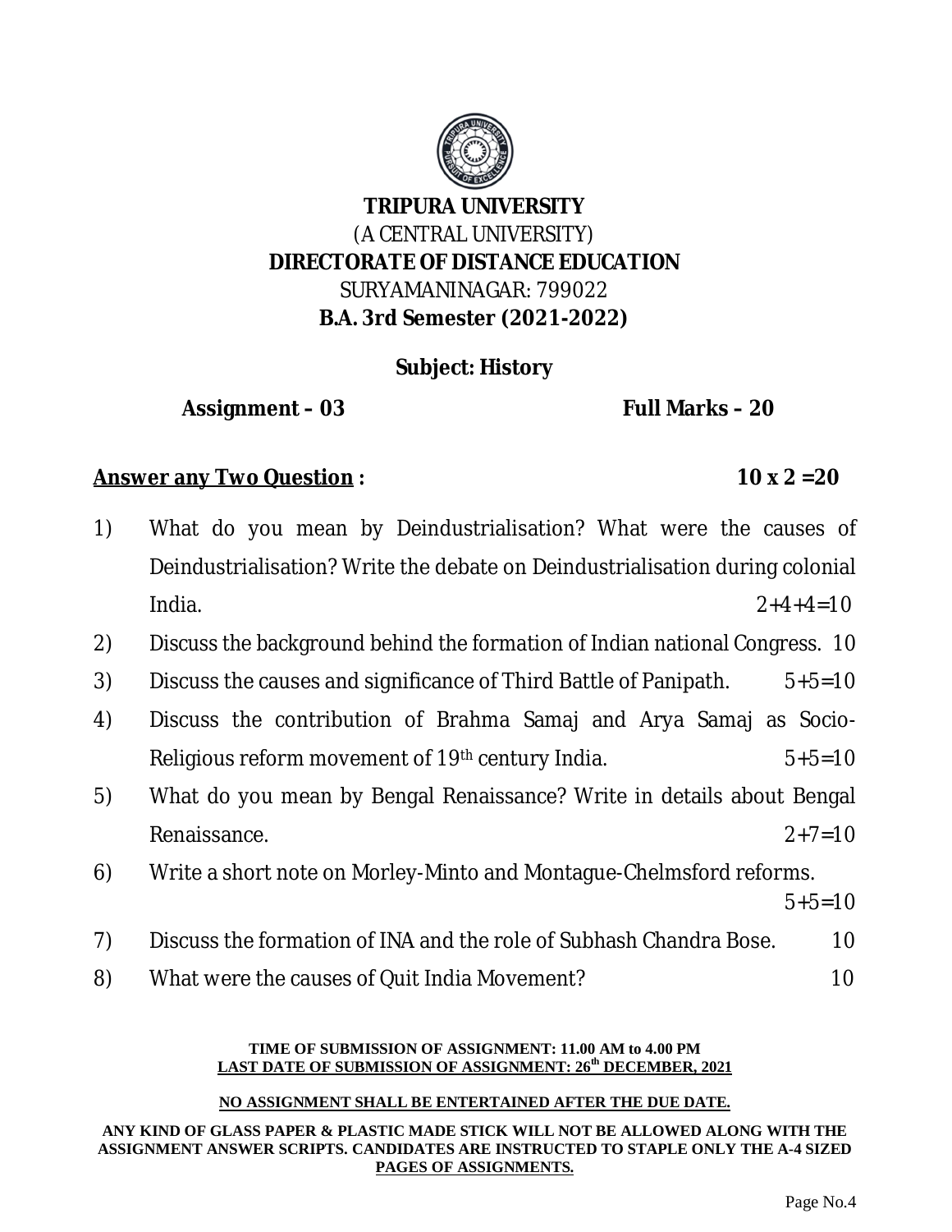**TRIPURA UNIVERSITY**

(A CENTRAL UNIVERSITY)

**DIRECTORATE OF DISTANCE EDUCATION**

SURYAMANINAGAR: 799022

**B.A. 3rd Semester (2021-2022)**

**Subject: History**

**Assignment – 03** **Full Marks – 20**

**Answer any Two Question :** **10 x 2 =20**

1) What do you mean by Deindustrialisation? What were the causes of Deindustrialisation? Write the debate on Deindustrialisation during colonial India. 2+4+4=10

2) Discuss the background behind the formation of Indian national Congress. 10

3) Discuss the causes and significance of Third Battle of Panipath. 5+5=10

4) Discuss the contribution of Brahma Samaj and Arya Samaj as Socio-Religious reform movement of 19th century India. 5+5=10

5) What do you mean by Bengal Renaissance? Write in details about Bengal Renaissance. 2+7=10

6) Write a short note on Morley-Minto and Montague-Chelmsford reforms. 5+5=10

7) Discuss the formation of INA and the role of Subhash Chandra Bose. 10

8) What were the causes of Quit India Movement? 10

**TIME OF SUBMISSION OF ASSIGNMENT: 11.00 AM to 4.00 PM**

**LAST DATE OF SUBMISSION OF ASSIGNMENT: 26th DECEMBER, 2021**

**NO ASSIGNMENT SHALL BE ENTERTAINED AFTER THE DUE DATE.**

**ANY KIND OF GLASS PAPER & PLASTIC MADE STICK WILL NOT BE ALLOWED ALONG WITH THE ASSIGNMENT ANSWER SCRIPTS. CANDIDATES ARE INSTRUCTED TO STAPLE ONLY THE A-4 SIZED PAGES OF ASSIGNMENTS.**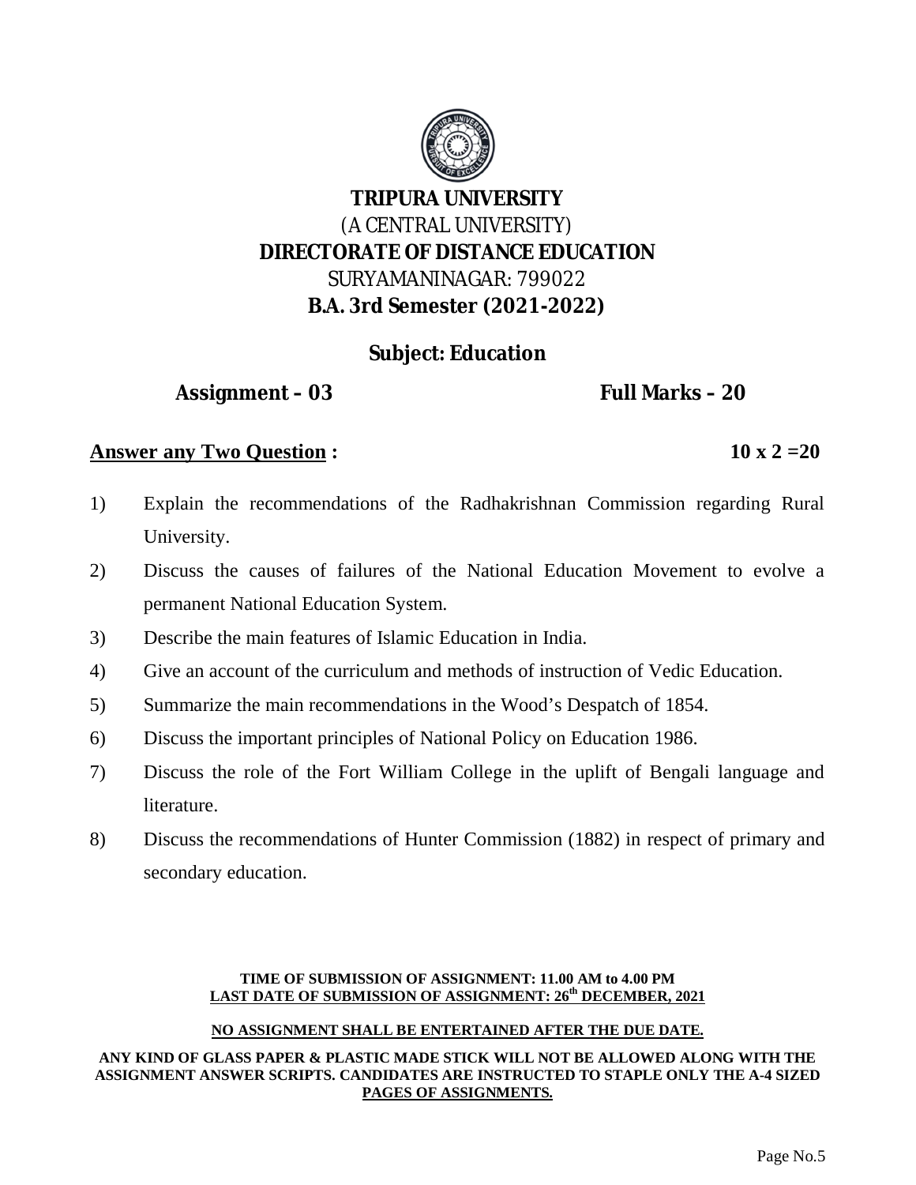# TRIPURA UNIVERSITY

(A CENTRAL UNIVERSITY)

**DIRECTORATE OF DISTANCE EDUCATION**

SURYAMANINAGAR: 799022

**B.A. 3rd Semester (2021-2022)**

**Subject: Education**

**Assignment – 03** **Full Marks – 20**

**<u>Answer any Two Question</u> :** **10 x 2 =20**

1) Explain the recommendations of the Radhakrishnan Commission regarding Rural University.
2) Discuss the causes of failures of the National Education Movement to evolve a permanent National Education System.
3) Describe the main features of Islamic Education in India.
4) Give an account of the curriculum and methods of instruction of Vedic Education.
5) Summarize the main recommendations in the Wood's Despatch of 1854.
6) Discuss the important principles of National Policy on Education 1986.
7) Discuss the role of the Fort William College in the uplift of Bengali language and literature.
8) Discuss the recommendations of Hunter Commission (1882) in respect of primary and secondary education.

**TIME OF SUBMISSION OF ASSIGNMENT: 11.00 AM to 4.00 PM**

**<u>LAST DATE OF SUBMISSION OF ASSIGNMENT: 26th DECEMBER, 2021</u>**

**<u>NO ASSIGNMENT SHALL BE ENTERTAINED AFTER THE DUE DATE.</u>**

**ANY KIND OF GLASS PAPER & PLASTIC MADE STICK WILL NOT BE ALLOWED ALONG WITH THE ASSIGNMENT ANSWER SCRIPTS. CANDIDATES ARE INSTRUCTED TO STAPLE ONLY THE A-4 SIZED <u>PAGES OF ASSIGNMENTS.</u>**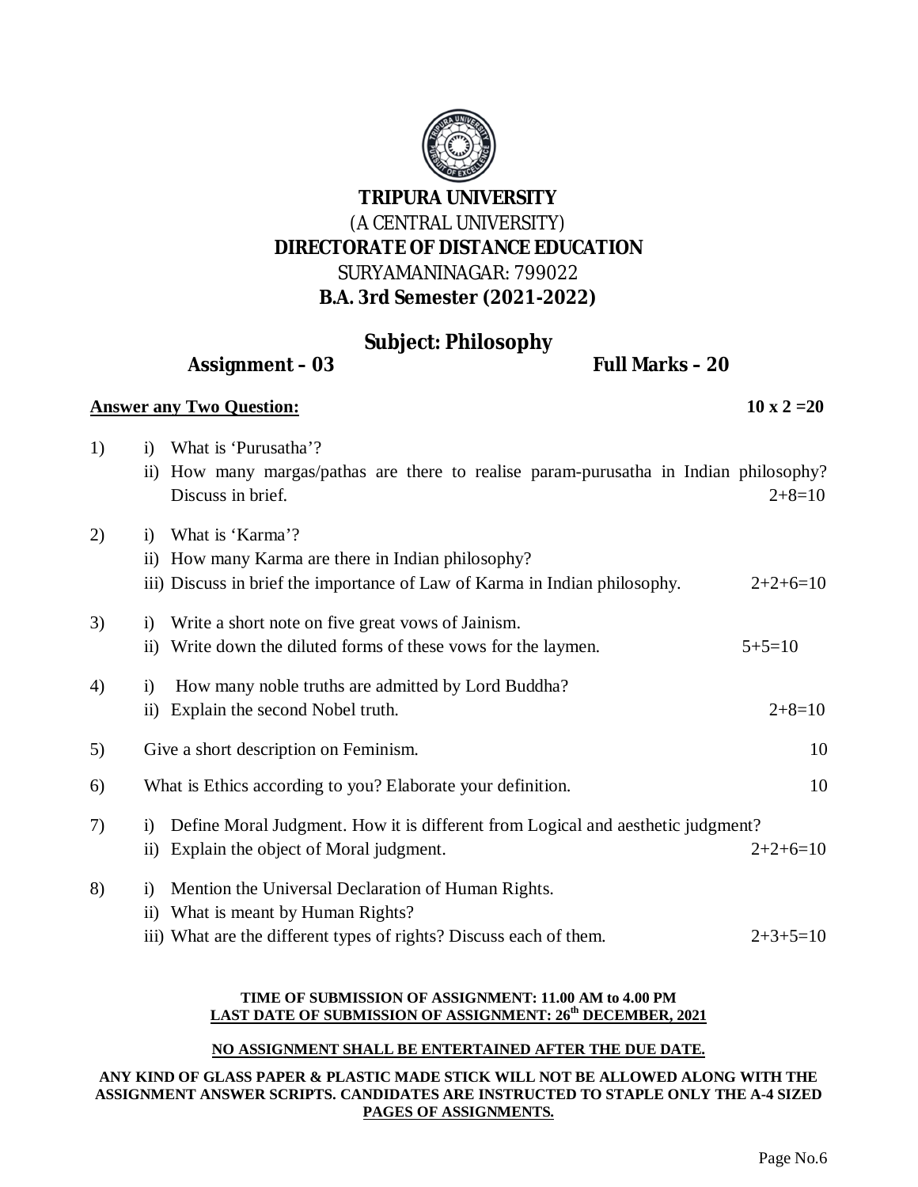**TRIPURA UNIVERSITY**

(A CENTRAL UNIVERSITY)

**DIRECTORATE OF DISTANCE EDUCATION**

SURYAMANINAGAR: 799022

**B.A. 3rd Semester (2021-2022)**

## Subject: Philosophy

**Assignment – 03** **Full Marks – 20**

**Answer any Two Question:** **10 x 2 =20**

1) i) What is 'Purusatha'?
   ii) How many margas/pathas are there to realise param-purusatha in Indian philosophy? Discuss in brief. 2+8=10

2) i) What is 'Karma'?
   ii) How many Karma are there in Indian philosophy?
   iii) Discuss in brief the importance of Law of Karma in Indian philosophy. 2+2+6=10

3) i) Write a short note on five great vows of Jainism.
   ii) Write down the diluted forms of these vows for the laymen. 5+5=10

4) i) How many noble truths are admitted by Lord Buddha?
   ii) Explain the second Nobel truth. 2+8=10

5) Give a short description on Feminism. 10

6) What is Ethics according to you? Elaborate your definition. 10

7) i) Define Moral Judgment. How it is different from Logical and aesthetic judgment?
   ii) Explain the object of Moral judgment. 2+2+6=10

8) i) Mention the Universal Declaration of Human Rights.
   ii) What is meant by Human Rights?
   iii) What are the different types of rights? Discuss each of them. 2+3+5=10

**TIME OF SUBMISSION OF ASSIGNMENT: 11.00 AM to 4.00 PM**

**LAST DATE OF SUBMISSION OF ASSIGNMENT: 26th DECEMBER, 2021**

**NO ASSIGNMENT SHALL BE ENTERTAINED AFTER THE DUE DATE.**

**ANY KIND OF GLASS PAPER & PLASTIC MADE STICK WILL NOT BE ALLOWED ALONG WITH THE ASSIGNMENT ANSWER SCRIPTS. CANDIDATES ARE INSTRUCTED TO STAPLE ONLY THE A-4 SIZED PAGES OF ASSIGNMENTS.**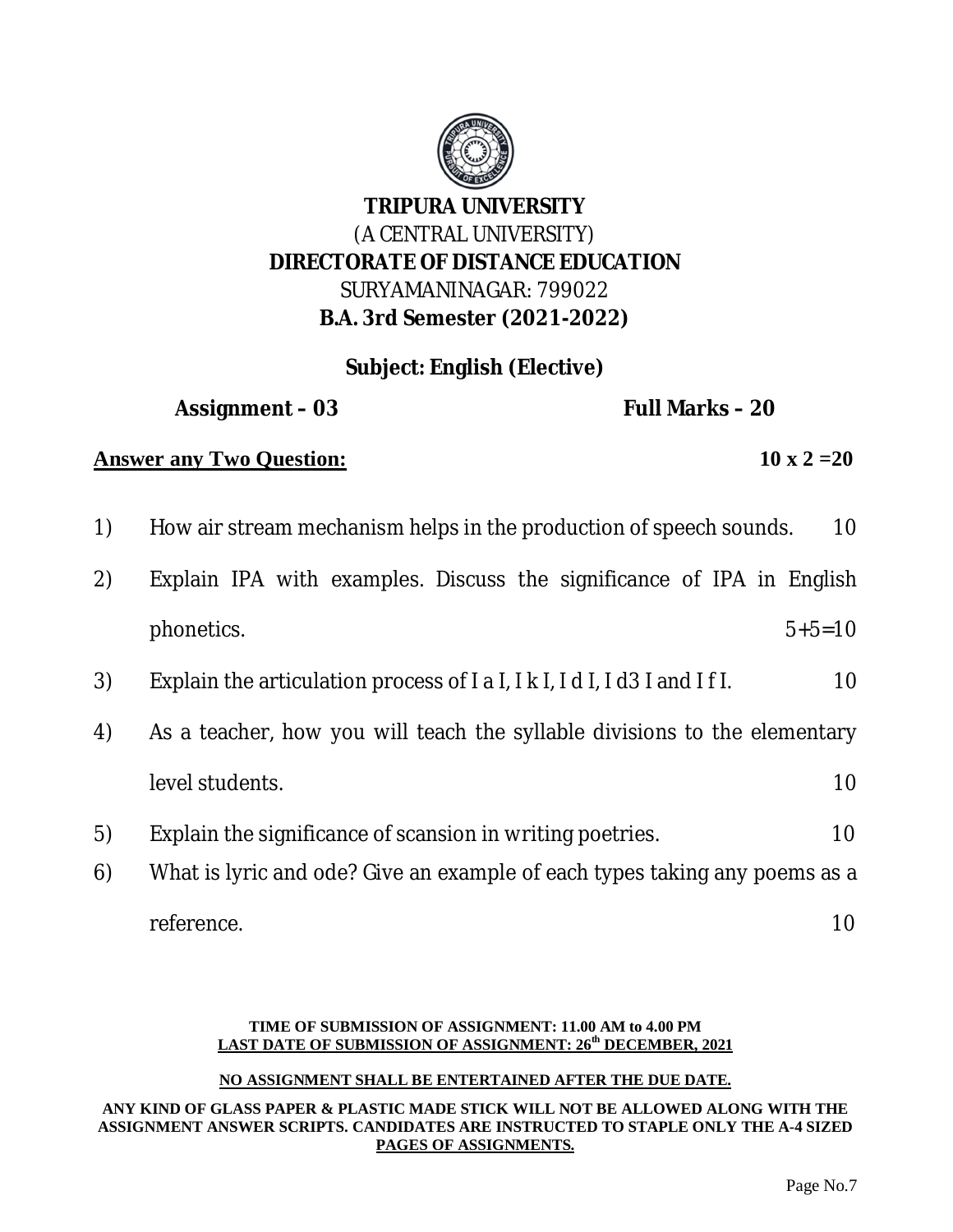**TRIPURA UNIVERSITY**

(A CENTRAL UNIVERSITY)

**DIRECTORATE OF DISTANCE EDUCATION**

SURYAMANINAGAR: 799022

**B.A. 3rd Semester (2021-2022)**

**Subject: English (Elective)**

**Assignment – 03** **Full Marks – 20**

**Answer any Two Question:** **10 x 2 =20**

1) How air stream mechanism helps in the production of speech sounds. 10

2) Explain IPA with examples. Discuss the significance of IPA in English phonetics. 5+5=10

3) Explain the articulation process of I a I, I k I, I d I, I d3 I and I f I. 10

4) As a teacher, how you will teach the syllable divisions to the elementary level students. 10

5) Explain the significance of scansion in writing poetries. 10

6) What is lyric and ode? Give an example of each types taking any poems as a reference. 10

**TIME OF SUBMISSION OF ASSIGNMENT: 11.00 AM to 4.00 PM**

**LAST DATE OF SUBMISSION OF ASSIGNMENT: 26th DECEMBER, 2021**

**NO ASSIGNMENT SHALL BE ENTERTAINED AFTER THE DUE DATE.**

**ANY KIND OF GLASS PAPER & PLASTIC MADE STICK WILL NOT BE ALLOWED ALONG WITH THE ASSIGNMENT ANSWER SCRIPTS. CANDIDATES ARE INSTRUCTED TO STAPLE ONLY THE A-4 SIZED PAGES OF ASSIGNMENTS.**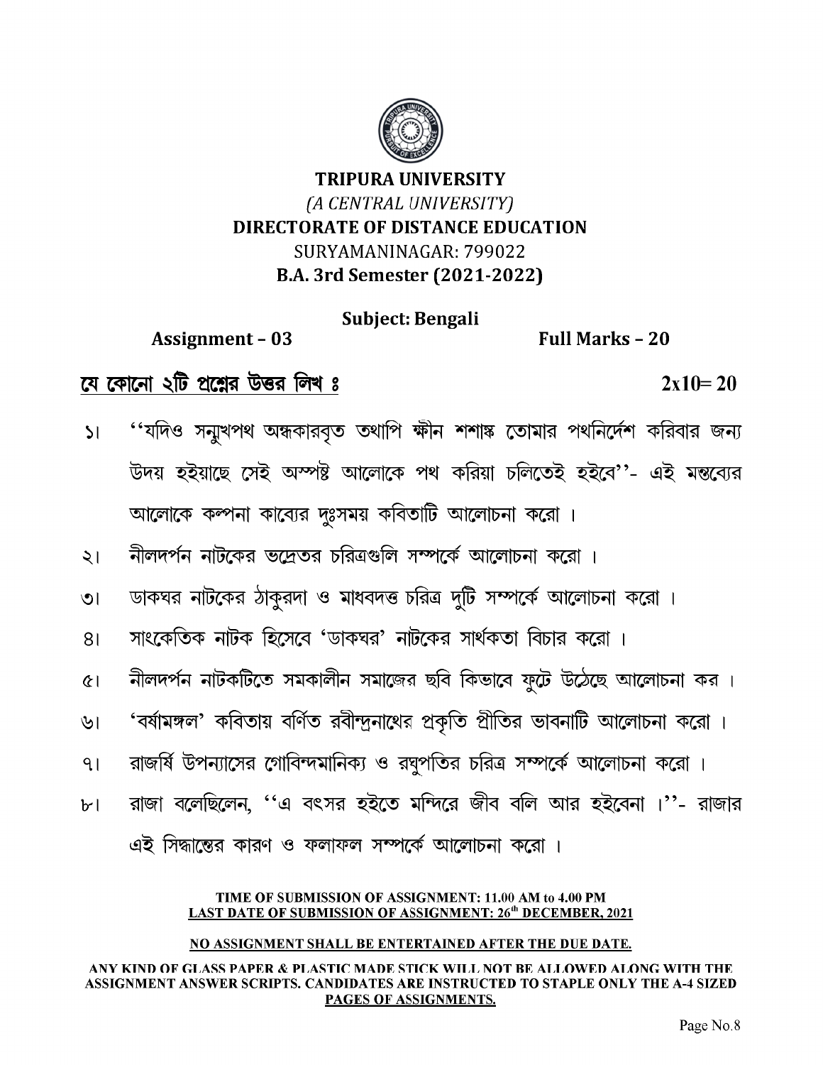**TRIPURA UNIVERSITY**

*(A CENTRAL UNIVERSITY)*

**DIRECTORATE OF DISTANCE EDUCATION**

SURYAMANINAGAR: 799022

**B.A. 3rd Semester (2021-2022)**

**Subject: Bengali**

**Assignment – 03** **Full Marks – 20**

**<u>যে কোনো ২টি প্রশ্নের উত্তর লিখ ঃ</u>** **2x10= 20**

১। ''যদিও সনুখপথ অন্ধকারবৃত তথাপি ক্ষীন শশাঙ্ক তোমার পথনির্দেশ করিবার জন্য উদয় হইয়াছে সেই অস্পষ্ট আলোকে পথ করিয়া চলিতেই হইবে''- এই মন্তব্যের আলোকে কল্পনা কাব্যের দুঃসময় কবিতাটি আলোচনা করো ।

২। নীলদর্পন নাটকের ভদ্রেতর চরিত্রগুলি সম্পর্কে আলোচনা করো ।

৩। ডাকঘর নাটকের ঠাকুরদা ও মাধবদত্ত চরিত্র দুটি সম্পর্কে আলোচনা করো ।

৪। সাংকেতিক নাটক হিসেবে 'ডাকঘর' নাটকের সার্থকতা বিচার করো ।

৫। নীলদর্পন নাটকটিতে সমকালীন সমাজের ছবি কিভাবে ফুটে উঠেছে আলোচনা কর ।

৬। 'বর্ষামঙ্গল' কবিতায় বর্ণিত রবীন্দ্রনাথের প্রকৃতি প্রীতির ভাবনাটি আলোচনা করো ।

৭। রাজর্ষি উপন্যাসের গোবিন্দমানিক্য ও রঘুপতির চরিত্র সম্পর্কে আলোচনা করো ।

৮। রাজা বলেছিলেন, ''এ বৎসর হইতে মন্দিরে জীব বলি আর হইবেনা ।''- রাজার এই সিদ্ধান্তের কারণ ও ফলাফল সম্পর্কে আলোচনা করো ।

**TIME OF SUBMISSION OF ASSIGNMENT: 11.00 AM to 4.00 PM**

**<u>LAST DATE OF SUBMISSION OF ASSIGNMENT: 26th DECEMBER, 2021</u>**

**<u>NO ASSIGNMENT SHALL BE ENTERTAINED AFTER THE DUE DATE.</u>**

**ANY KIND OF GLASS PAPER & PLASTIC MADE STICK WILL NOT BE ALLOWED ALONG WITH THE ASSIGNMENT ANSWER SCRIPTS. CANDIDATES ARE INSTRUCTED TO STAPLE ONLY THE A-4 SIZED <u>PAGES OF ASSIGNMENTS.</u>**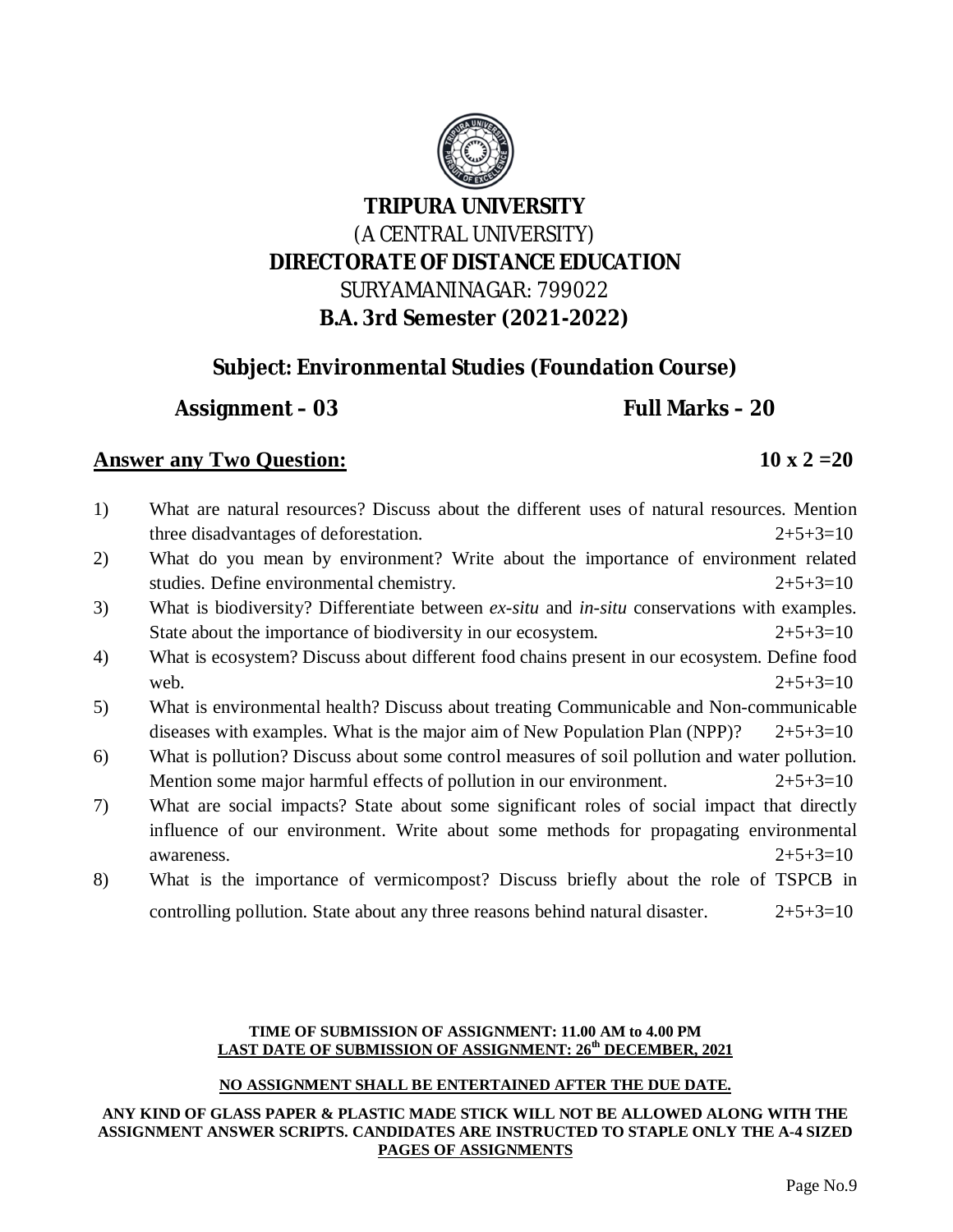# TRIPURA UNIVERSITY

(A CENTRAL UNIVERSITY)

## DIRECTORATE OF DISTANCE EDUCATION

SURYAMANINAGAR: 799022

**B.A. 3rd Semester (2021-2022)**

### Subject: Environmental Studies (Foundation Course)

**Assignment – 03** **Full Marks – 20**

**Answer any Two Question:** **10 x 2 =20**

1) What are natural resources? Discuss about the different uses of natural resources. Mention three disadvantages of deforestation. 2+5+3=10
2) What do you mean by environment? Write about the importance of environment related studies. Define environmental chemistry. 2+5+3=10
3) What is biodiversity? Differentiate between *ex-situ* and *in-situ* conservations with examples. State about the importance of biodiversity in our ecosystem. 2+5+3=10
4) What is ecosystem? Discuss about different food chains present in our ecosystem. Define food web. 2+5+3=10
5) What is environmental health? Discuss about treating Communicable and Non-communicable diseases with examples. What is the major aim of New Population Plan (NPP)? 2+5+3=10
6) What is pollution? Discuss about some control measures of soil pollution and water pollution. Mention some major harmful effects of pollution in our environment. 2+5+3=10
7) What are social impacts? State about some significant roles of social impact that directly influence of our environment. Write about some methods for propagating environmental awareness. 2+5+3=10
8) What is the importance of vermicompost? Discuss briefly about the role of TSPCB in controlling pollution. State about any three reasons behind natural disaster. 2+5+3=10

**TIME OF SUBMISSION OF ASSIGNMENT: 11.00 AM to 4.00 PM**
**LAST DATE OF SUBMISSION OF ASSIGNMENT: 26th DECEMBER, 2021**

**NO ASSIGNMENT SHALL BE ENTERTAINED AFTER THE DUE DATE.**

**ANY KIND OF GLASS PAPER & PLASTIC MADE STICK WILL NOT BE ALLOWED ALONG WITH THE ASSIGNMENT ANSWER SCRIPTS. CANDIDATES ARE INSTRUCTED TO STAPLE ONLY THE A-4 SIZED PAGES OF ASSIGNMENTS**